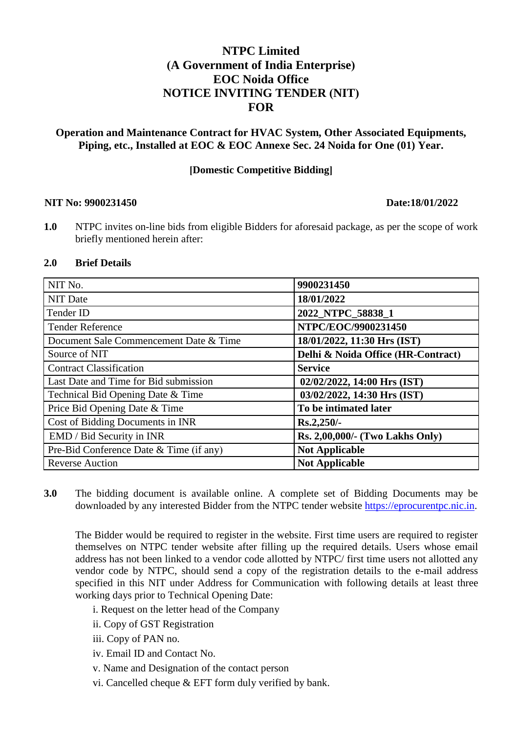# NTPC Limited
# (A Government of India Enterprise)
# EOC Noida Office
# NOTICE INVITING TENDER (NIT)
# FOR

## Operation and Maintenance Contract for HVAC System, Other Associated Equipments, Piping, etc., Installed at EOC & EOC Annexe Sec. 24 Noida for One (01) Year.

**[Domestic Competitive Bidding]**

**NIT No: 9900231450** **Date:18/01/2022**

**1.0** NTPC invites on-line bids from eligible Bidders for aforesaid package, as per the scope of work briefly mentioned herein after:

**2.0 Brief Details**

| NIT No. | **9900231450** |
|---|---|
| NIT Date | **18/01/2022** |
| Tender ID | **2022_NTPC_58838_1** |
| Tender Reference | **NTPC/EOC/9900231450** |
| Document Sale Commencement Date & Time | **18/01/2022, 11:30 Hrs (IST)** |
| Source of NIT | **Delhi & Noida Office (HR-Contract)** |
| Contract Classification | **Service** |
| Last Date and Time for Bid submission | **02/02/2022, 14:00 Hrs (IST)** |
| Technical Bid Opening Date & Time | **03/02/2022, 14:30 Hrs (IST)** |
| Price Bid Opening Date & Time | **To be intimated later** |
| Cost of Bidding Documents in INR | **Rs.2,250/-** |
| EMD / Bid Security in INR | **Rs. 2,00,000/- (Two Lakhs Only)** |
| Pre-Bid Conference Date & Time (if any) | **Not Applicable** |
| Reverse Auction | **Not Applicable** |

**3.0** The bidding document is available online. A complete set of Bidding Documents may be downloaded by any interested Bidder from the NTPC tender website https://eprocurentpc.nic.in.

The Bidder would be required to register in the website. First time users are required to register themselves on NTPC tender website after filling up the required details. Users whose email address has not been linked to a vendor code allotted by NTPC/ first time users not allotted any vendor code by NTPC, should send a copy of the registration details to the e-mail address specified in this NIT under Address for Communication with following details at least three working days prior to Technical Opening Date:

i. Request on the letter head of the Company

ii. Copy of GST Registration

iii. Copy of PAN no.

iv. Email ID and Contact No.

v. Name and Designation of the contact person

vi. Cancelled cheque & EFT form duly verified by bank.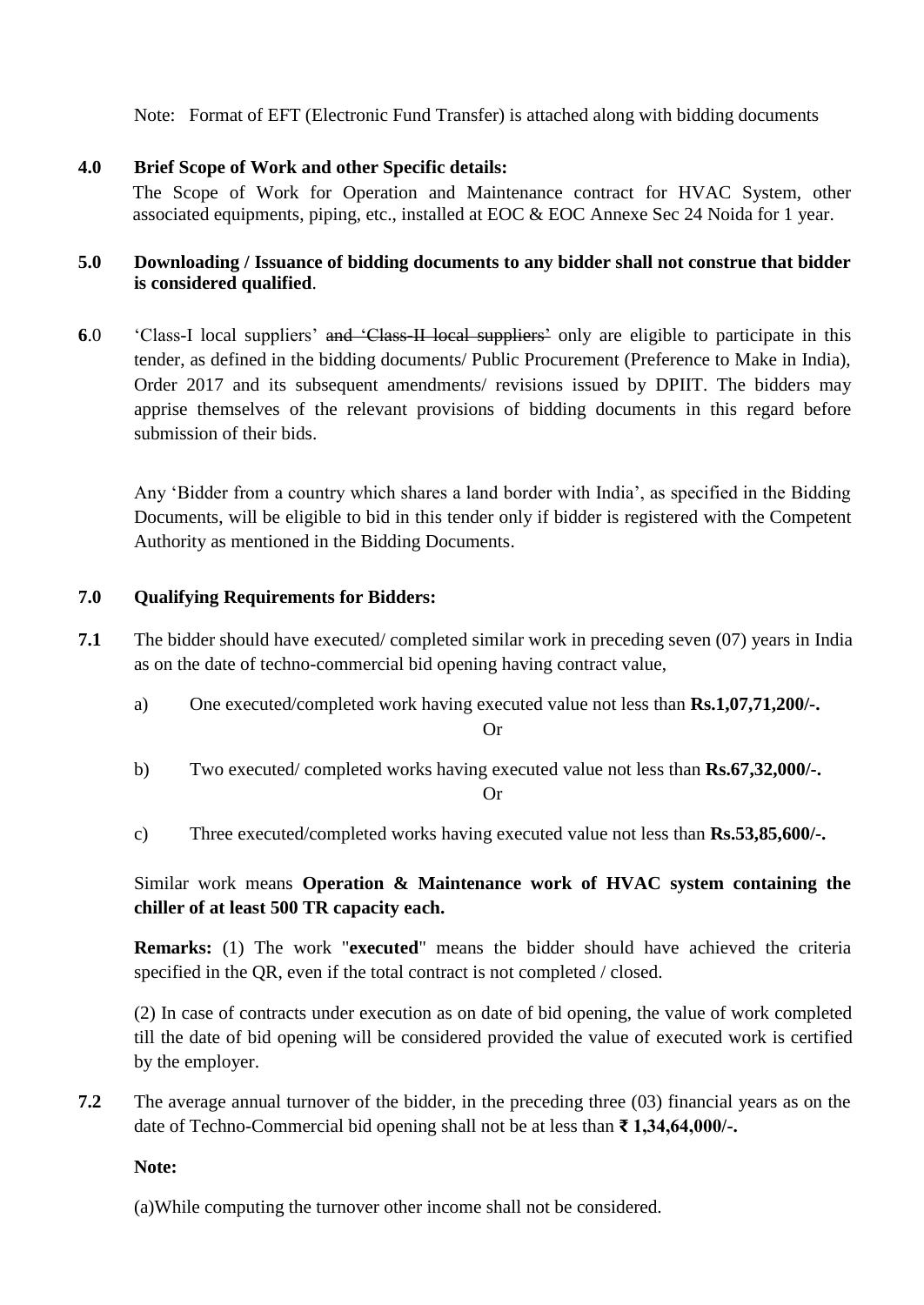Note: Format of EFT (Electronic Fund Transfer) is attached along with bidding documents

**4.0 Brief Scope of Work and other Specific details:**

The Scope of Work for Operation and Maintenance contract for HVAC System, other associated equipments, piping, etc., installed at EOC & EOC Annexe Sec 24 Noida for 1 year.

**5.0 Downloading / Issuance of bidding documents to any bidder shall not construe that bidder is considered qualified**.

**6**.0 'Class-I local suppliers' ~~and 'Class-II local suppliers'~~ only are eligible to participate in this tender, as defined in the bidding documents/ Public Procurement (Preference to Make in India), Order 2017 and its subsequent amendments/ revisions issued by DPIIT. The bidders may apprise themselves of the relevant provisions of bidding documents in this regard before submission of their bids.

Any 'Bidder from a country which shares a land border with India', as specified in the Bidding Documents, will be eligible to bid in this tender only if bidder is registered with the Competent Authority as mentioned in the Bidding Documents.

**7.0 Qualifying Requirements for Bidders:**

**7.1** The bidder should have executed/ completed similar work in preceding seven (07) years in India as on the date of techno-commercial bid opening having contract value,

a) One executed/completed work having executed value not less than **Rs.1,07,71,200/-.**

Or

b) Two executed/ completed works having executed value not less than **Rs.67,32,000/-.**

Or

c) Three executed/completed works having executed value not less than **Rs.53,85,600/-.**

Similar work means **Operation & Maintenance work of HVAC system containing the chiller of at least 500 TR capacity each.**

**Remarks:** (1) The work "**executed**" means the bidder should have achieved the criteria specified in the QR, even if the total contract is not completed / closed.

(2) In case of contracts under execution as on date of bid opening, the value of work completed till the date of bid opening will be considered provided the value of executed work is certified by the employer.

**7.2** The average annual turnover of the bidder, in the preceding three (03) financial years as on the date of Techno-Commercial bid opening shall not be at less than **₹ 1,34,64,000/-.**

**Note:**

(a)While computing the turnover other income shall not be considered.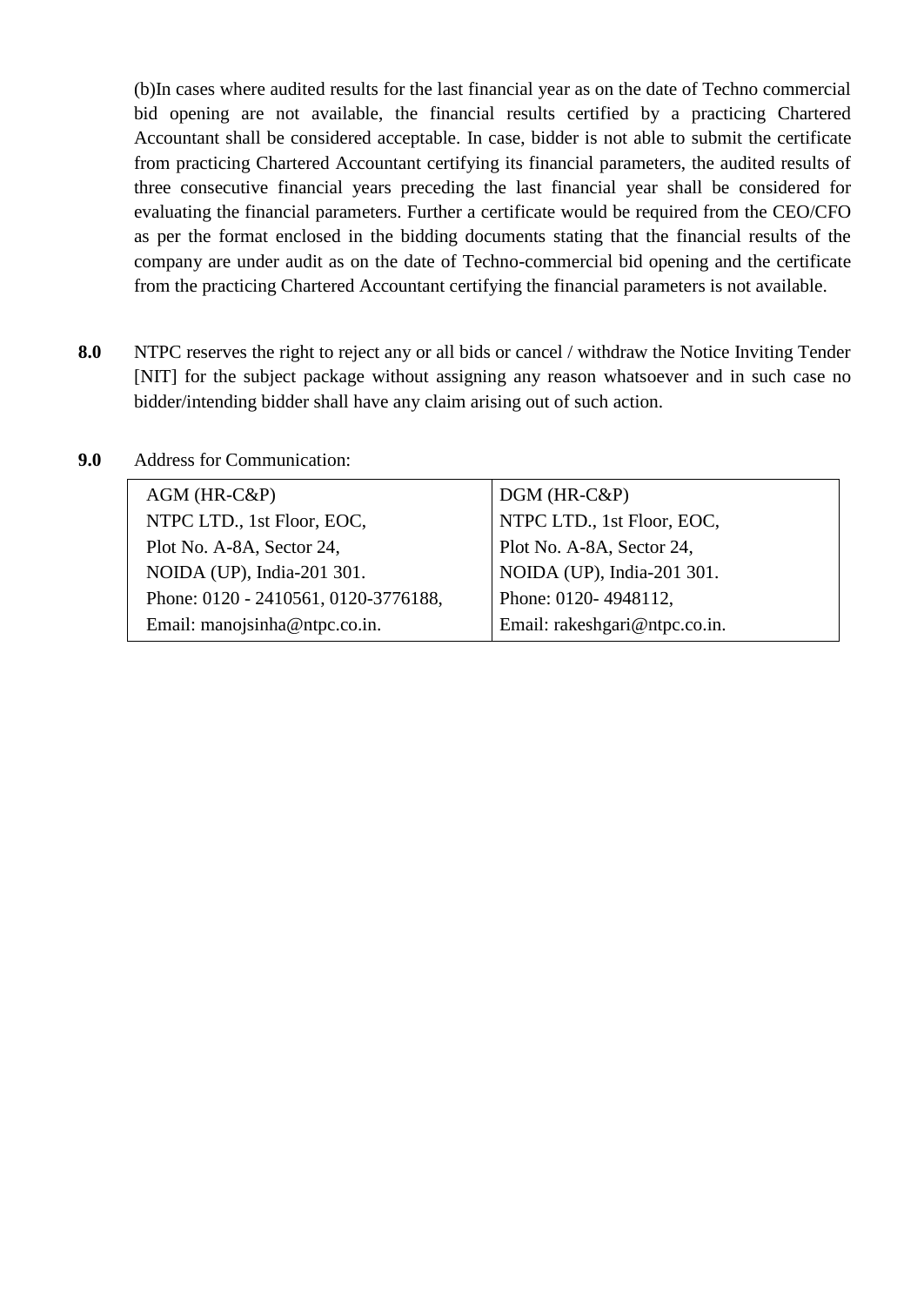(b)In cases where audited results for the last financial year as on the date of Techno commercial bid opening are not available, the financial results certified by a practicing Chartered Accountant shall be considered acceptable. In case, bidder is not able to submit the certificate from practicing Chartered Accountant certifying its financial parameters, the audited results of three consecutive financial years preceding the last financial year shall be considered for evaluating the financial parameters. Further a certificate would be required from the CEO/CFO as per the format enclosed in the bidding documents stating that the financial results of the company are under audit as on the date of Techno-commercial bid opening and the certificate from the practicing Chartered Accountant certifying the financial parameters is not available.

**8.0** NTPC reserves the right to reject any or all bids or cancel / withdraw the Notice Inviting Tender [NIT] for the subject package without assigning any reason whatsoever and in such case no bidder/intending bidder shall have any claim arising out of such action.

**9.0** Address for Communication:

| | |
|---|---|
| AGM (HR-C&P)<br>NTPC LTD., 1st Floor, EOC,<br>Plot No. A-8A, Sector 24,<br>NOIDA (UP), India-201 301.<br>Phone: 0120 - 2410561, 0120-3776188,<br>Email: manojsinha@ntpc.co.in. | DGM (HR-C&P)<br>NTPC LTD., 1st Floor, EOC,<br>Plot No. A-8A, Sector 24,<br>NOIDA (UP), India-201 301.<br>Phone: 0120- 4948112,<br>Email: rakeshgari@ntpc.co.in. |